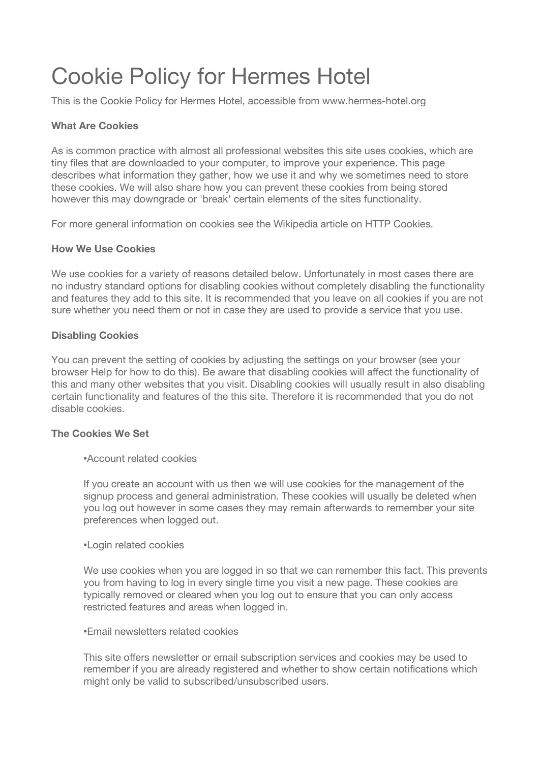# Cookie Policy for Hermes Hotel

This is the Cookie Policy for Hermes Hotel, accessible from www.hermes-hotel.org

**What Are Cookies**

As is common practice with almost all professional websites this site uses cookies, which are tiny files that are downloaded to your computer, to improve your experience. This page describes what information they gather, how we use it and why we sometimes need to store these cookies. We will also share how you can prevent these cookies from being stored however this may downgrade or 'break' certain elements of the sites functionality.

For more general information on cookies see the Wikipedia article on HTTP Cookies.

**How We Use Cookies**

We use cookies for a variety of reasons detailed below. Unfortunately in most cases there are no industry standard options for disabling cookies without completely disabling the functionality and features they add to this site. It is recommended that you leave on all cookies if you are not sure whether you need them or not in case they are used to provide a service that you use.

**Disabling Cookies**

You can prevent the setting of cookies by adjusting the settings on your browser (see your browser Help for how to do this). Be aware that disabling cookies will affect the functionality of this and many other websites that you visit. Disabling cookies will usually result in also disabling certain functionality and features of the this site. Therefore it is recommended that you do not disable cookies.

**The Cookies We Set**

- Account related cookies

  If you create an account with us then we will use cookies for the management of the signup process and general administration. These cookies will usually be deleted when you log out however in some cases they may remain afterwards to remember your site preferences when logged out.

- Login related cookies

  We use cookies when you are logged in so that we can remember this fact. This prevents you from having to log in every single time you visit a new page. These cookies are typically removed or cleared when you log out to ensure that you can only access restricted features and areas when logged in.

- Email newsletters related cookies

  This site offers newsletter or email subscription services and cookies may be used to remember if you are already registered and whether to show certain notifications which might only be valid to subscribed/unsubscribed users.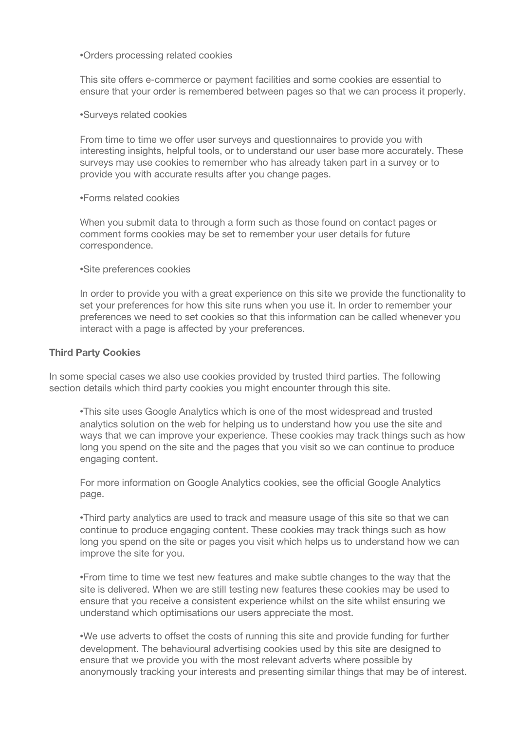•Orders processing related cookies

This site offers e-commerce or payment facilities and some cookies are essential to ensure that your order is remembered between pages so that we can process it properly.

•Surveys related cookies

From time to time we offer user surveys and questionnaires to provide you with interesting insights, helpful tools, or to understand our user base more accurately. These surveys may use cookies to remember who has already taken part in a survey or to provide you with accurate results after you change pages.

•Forms related cookies

When you submit data to through a form such as those found on contact pages or comment forms cookies may be set to remember your user details for future correspondence.

•Site preferences cookies

In order to provide you with a great experience on this site we provide the functionality to set your preferences for how this site runs when you use it. In order to remember your preferences we need to set cookies so that this information can be called whenever you interact with a page is affected by your preferences.

**Third Party Cookies**

In some special cases we also use cookies provided by trusted third parties. The following section details which third party cookies you might encounter through this site.

•This site uses Google Analytics which is one of the most widespread and trusted analytics solution on the web for helping us to understand how you use the site and ways that we can improve your experience. These cookies may track things such as how long you spend on the site and the pages that you visit so we can continue to produce engaging content.

For more information on Google Analytics cookies, see the official Google Analytics page.

•Third party analytics are used to track and measure usage of this site so that we can continue to produce engaging content. These cookies may track things such as how long you spend on the site or pages you visit which helps us to understand how we can improve the site for you.

•From time to time we test new features and make subtle changes to the way that the site is delivered. When we are still testing new features these cookies may be used to ensure that you receive a consistent experience whilst on the site whilst ensuring we understand which optimisations our users appreciate the most.

•We use adverts to offset the costs of running this site and provide funding for further development. The behavioural advertising cookies used by this site are designed to ensure that we provide you with the most relevant adverts where possible by anonymously tracking your interests and presenting similar things that may be of interest.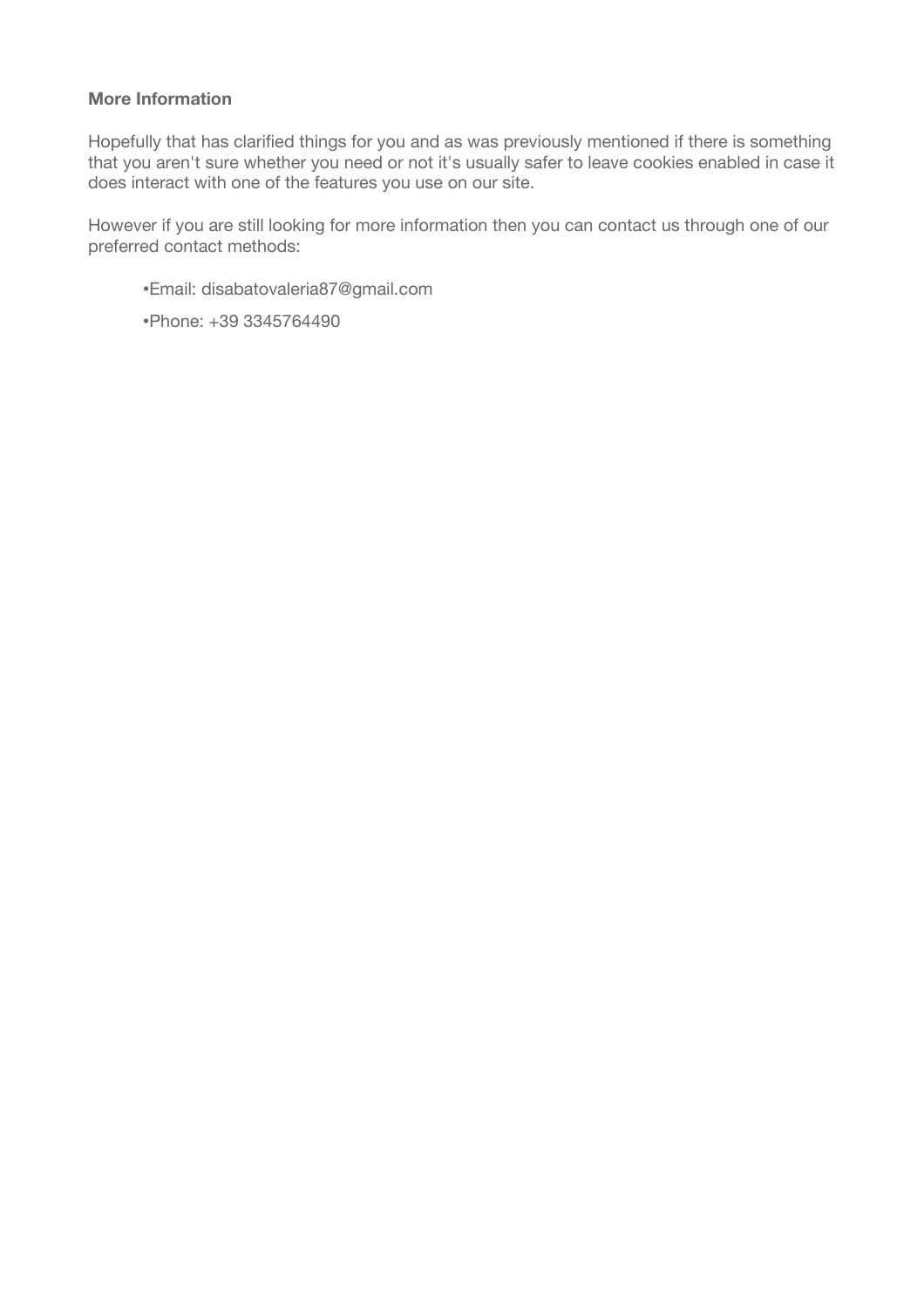**More Information**

Hopefully that has clarified things for you and as was previously mentioned if there is something that you aren't sure whether you need or not it's usually safer to leave cookies enabled in case it does interact with one of the features you use on our site.

However if you are still looking for more information then you can contact us through one of our preferred contact methods:

- Email: disabatovaleria87@gmail.com
- Phone: +39 3345764490